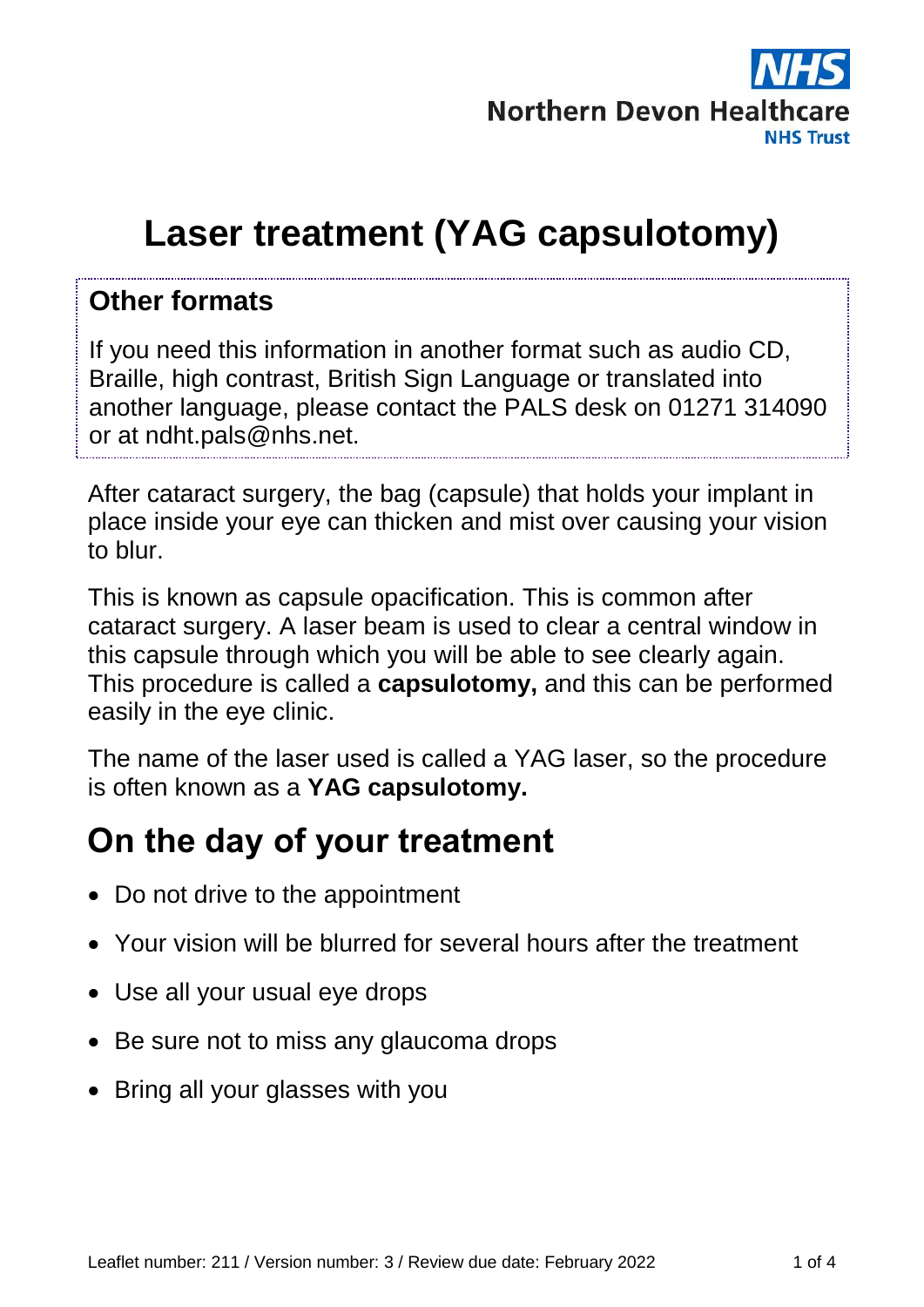Northern Devon Healthcare NHS Trust

# Laser treatment (YAG capsulotomy)

## Other formats

If you need this information in another format such as audio CD, Braille, high contrast, British Sign Language or translated into another language, please contact the PALS desk on 01271 314090 or at ndht.pals@nhs.net.

After cataract surgery, the bag (capsule) that holds your implant in place inside your eye can thicken and mist over causing your vision to blur.

This is known as capsule opacification. This is common after cataract surgery. A laser beam is used to clear a central window in this capsule through which you will be able to see clearly again. This procedure is called a **capsulotomy,** and this can be performed easily in the eye clinic.

The name of the laser used is called a YAG laser, so the procedure is often known as a **YAG capsulotomy.**

## On the day of your treatment

- Do not drive to the appointment
- Your vision will be blurred for several hours after the treatment
- Use all your usual eye drops
- Be sure not to miss any glaucoma drops
- Bring all your glasses with you

Leaflet number: 211 / Version number: 3 / Review due date: February 2022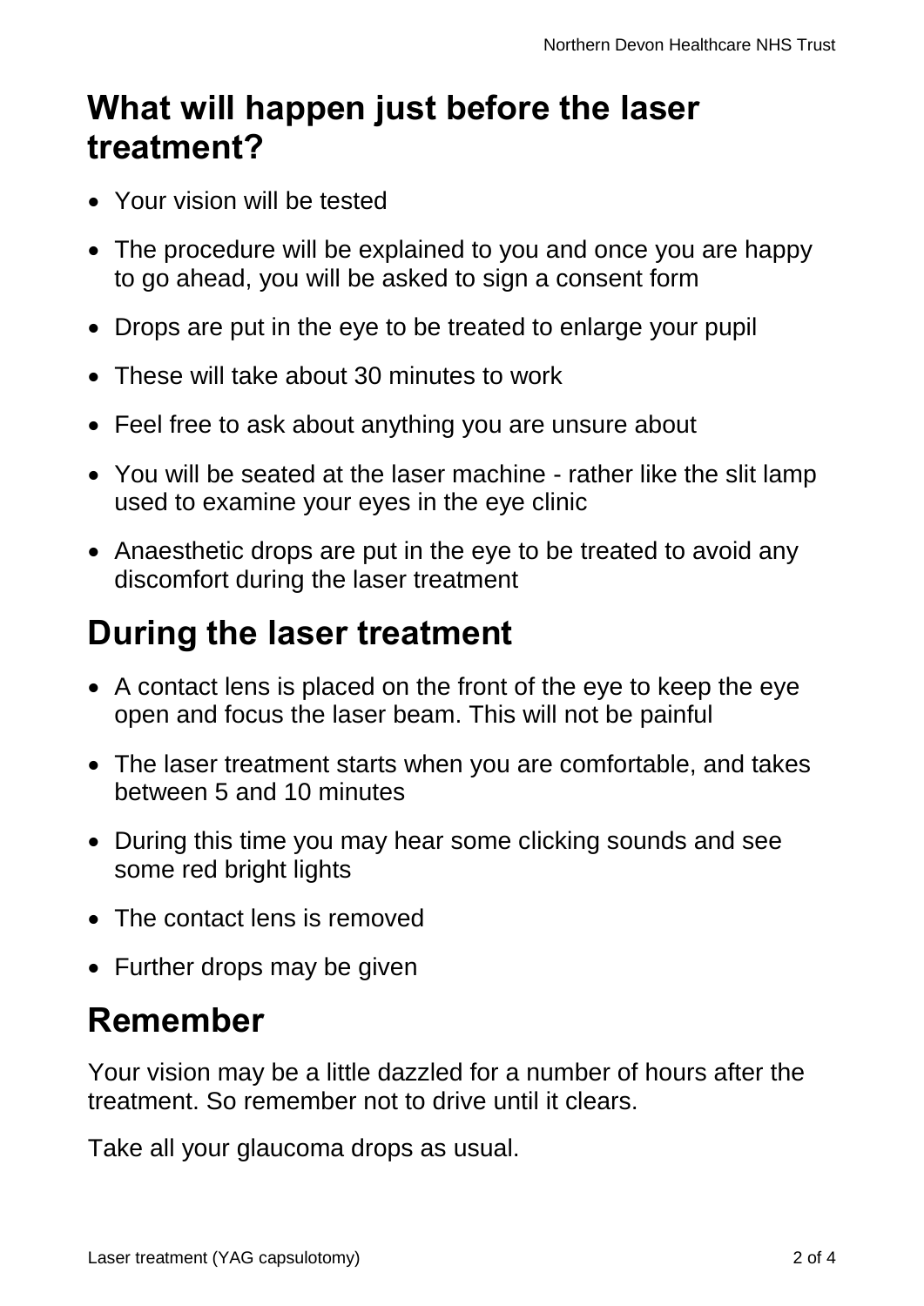## What will happen just before the laser treatment?

- Your vision will be tested
- The procedure will be explained to you and once you are happy to go ahead, you will be asked to sign a consent form
- Drops are put in the eye to be treated to enlarge your pupil
- These will take about 30 minutes to work
- Feel free to ask about anything you are unsure about
- You will be seated at the laser machine - rather like the slit lamp used to examine your eyes in the eye clinic
- Anaesthetic drops are put in the eye to be treated to avoid any discomfort during the laser treatment

## During the laser treatment

- A contact lens is placed on the front of the eye to keep the eye open and focus the laser beam. This will not be painful
- The laser treatment starts when you are comfortable, and takes between 5 and 10 minutes
- During this time you may hear some clicking sounds and see some red bright lights
- The contact lens is removed
- Further drops may be given

## Remember

Your vision may be a little dazzled for a number of hours after the treatment. So remember not to drive until it clears.

Take all your glaucoma drops as usual.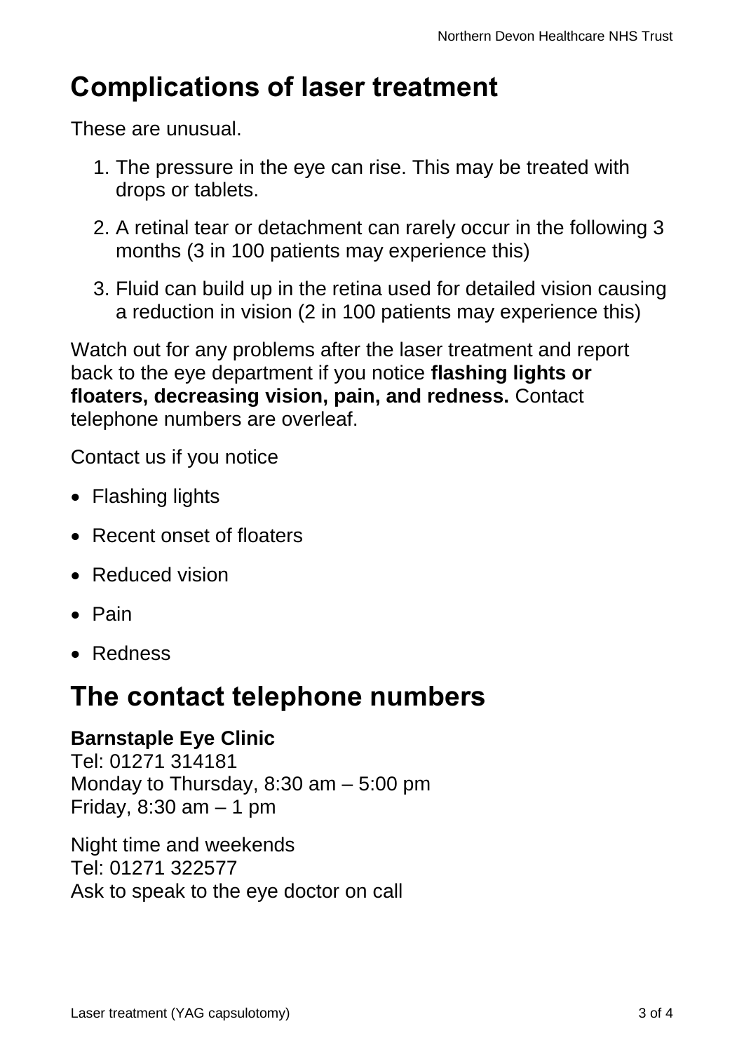# Complications of laser treatment

These are unusual.

1. The pressure in the eye can rise. This may be treated with drops or tablets.
2. A retinal tear or detachment can rarely occur in the following 3 months (3 in 100 patients may experience this)
3. Fluid can build up in the retina used for detailed vision causing a reduction in vision (2 in 100 patients may experience this)

Watch out for any problems after the laser treatment and report back to the eye department if you notice **flashing lights or floaters, decreasing vision, pain, and redness.** Contact telephone numbers are overleaf.

Contact us if you notice

- Flashing lights
- Recent onset of floaters
- Reduced vision
- Pain
- Redness

# The contact telephone numbers

**Barnstaple Eye Clinic**
Tel: 01271 314181
Monday to Thursday, 8:30 am – 5:00 pm
Friday, 8:30 am – 1 pm

Night time and weekends
Tel: 01271 322577
Ask to speak to the eye doctor on call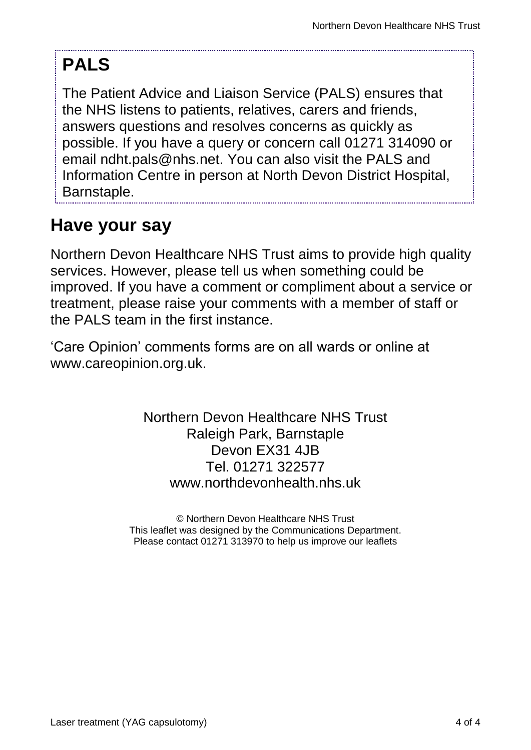## PALS

The Patient Advice and Liaison Service (PALS) ensures that the NHS listens to patients, relatives, carers and friends, answers questions and resolves concerns as quickly as possible. If you have a query or concern call 01271 314090 or email ndht.pals@nhs.net. You can also visit the PALS and Information Centre in person at North Devon District Hospital, Barnstaple.

## Have your say

Northern Devon Healthcare NHS Trust aims to provide high quality services. However, please tell us when something could be improved. If you have a comment or compliment about a service or treatment, please raise your comments with a member of staff or the PALS team in the first instance.

'Care Opinion' comments forms are on all wards or online at www.careopinion.org.uk.

Northern Devon Healthcare NHS Trust
Raleigh Park, Barnstaple
Devon EX31 4JB
Tel. 01271 322577
www.northdevonhealth.nhs.uk

© Northern Devon Healthcare NHS Trust
This leaflet was designed by the Communications Department.
Please contact 01271 313970 to help us improve our leaflets